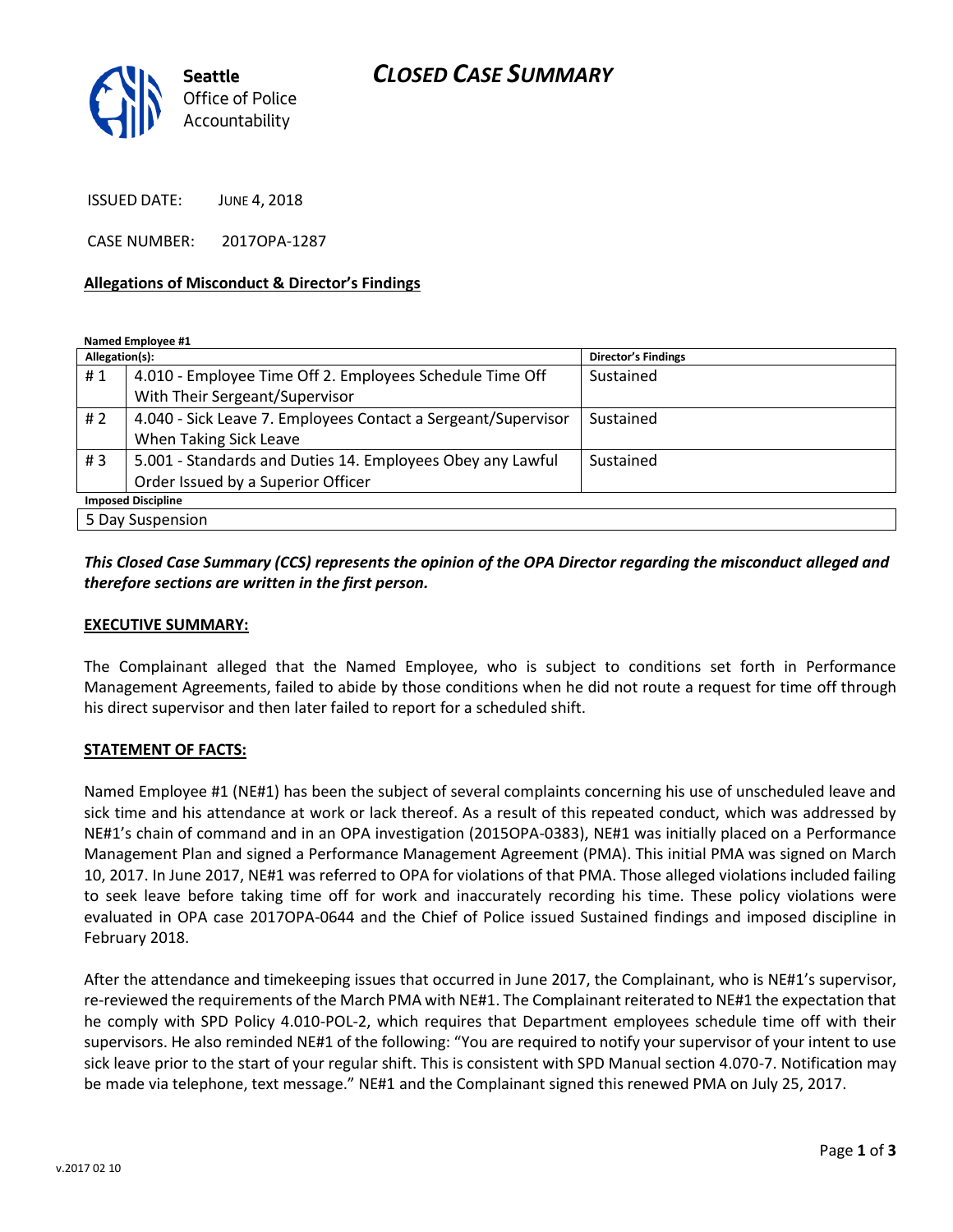Seattle Office of Police Accountability

# CLOSED CASE SUMMARY

ISSUED DATE: JUNE 4, 2018

CASE NUMBER: 2017OPA-1287

**Allegations of Misconduct & Director's Findings**

**Named Employee #1**

| Allegation(s): | | Director's Findings |
|---|---|---|
| # 1 | 4.010 - Employee Time Off 2. Employees Schedule Time Off With Their Sergeant/Supervisor | Sustained |
| # 2 | 4.040 - Sick Leave 7. Employees Contact a Sergeant/Supervisor When Taking Sick Leave | Sustained |
| # 3 | 5.001 - Standards and Duties 14. Employees Obey any Lawful Order Issued by a Superior Officer | Sustained |

| Imposed Discipline |
|---|
| 5 Day Suspension |

***This Closed Case Summary (CCS) represents the opinion of the OPA Director regarding the misconduct alleged and therefore sections are written in the first person.***

**EXECUTIVE SUMMARY:**

The Complainant alleged that the Named Employee, who is subject to conditions set forth in Performance Management Agreements, failed to abide by those conditions when he did not route a request for time off through his direct supervisor and then later failed to report for a scheduled shift.

**STATEMENT OF FACTS:**

Named Employee #1 (NE#1) has been the subject of several complaints concerning his use of unscheduled leave and sick time and his attendance at work or lack thereof. As a result of this repeated conduct, which was addressed by NE#1's chain of command and in an OPA investigation (2015OPA-0383), NE#1 was initially placed on a Performance Management Plan and signed a Performance Management Agreement (PMA). This initial PMA was signed on March 10, 2017. In June 2017, NE#1 was referred to OPA for violations of that PMA. Those alleged violations included failing to seek leave before taking time off for work and inaccurately recording his time. These policy violations were evaluated in OPA case 2017OPA-0644 and the Chief of Police issued Sustained findings and imposed discipline in February 2018.

After the attendance and timekeeping issues that occurred in June 2017, the Complainant, who is NE#1's supervisor, re-reviewed the requirements of the March PMA with NE#1. The Complainant reiterated to NE#1 the expectation that he comply with SPD Policy 4.010-POL-2, which requires that Department employees schedule time off with their supervisors. He also reminded NE#1 of the following: "You are required to notify your supervisor of your intent to use sick leave prior to the start of your regular shift. This is consistent with SPD Manual section 4.070-7. Notification may be made via telephone, text message." NE#1 and the Complainant signed this renewed PMA on July 25, 2017.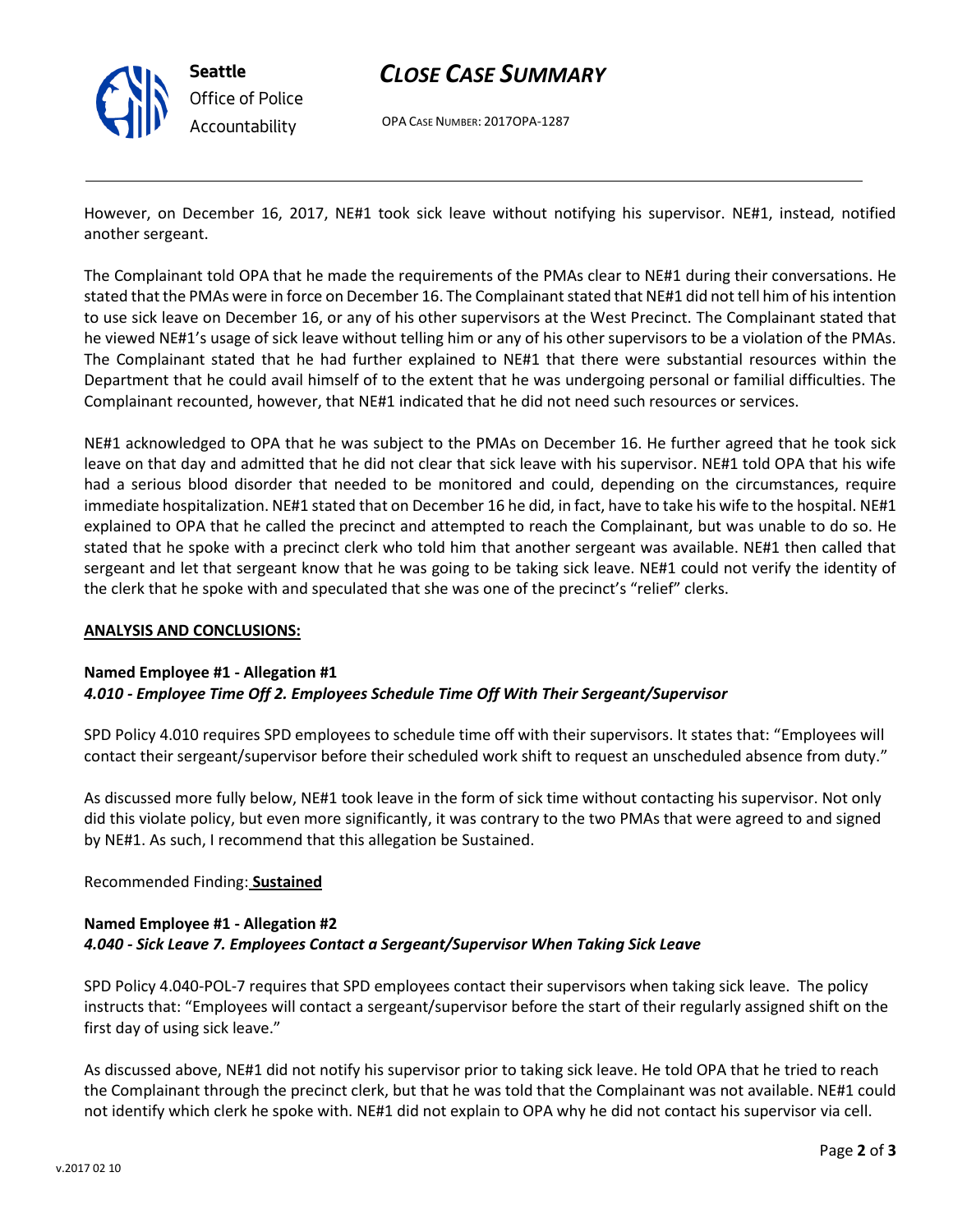However, on December 16, 2017, NE#1 took sick leave without notifying his supervisor. NE#1, instead, notified another sergeant.

The Complainant told OPA that he made the requirements of the PMAs clear to NE#1 during their conversations. He stated that the PMAs were in force on December 16. The Complainant stated that NE#1 did not tell him of his intention to use sick leave on December 16, or any of his other supervisors at the West Precinct. The Complainant stated that he viewed NE#1's usage of sick leave without telling him or any of his other supervisors to be a violation of the PMAs. The Complainant stated that he had further explained to NE#1 that there were substantial resources within the Department that he could avail himself of to the extent that he was undergoing personal or familial difficulties. The Complainant recounted, however, that NE#1 indicated that he did not need such resources or services.

NE#1 acknowledged to OPA that he was subject to the PMAs on December 16. He further agreed that he took sick leave on that day and admitted that he did not clear that sick leave with his supervisor. NE#1 told OPA that his wife had a serious blood disorder that needed to be monitored and could, depending on the circumstances, require immediate hospitalization. NE#1 stated that on December 16 he did, in fact, have to take his wife to the hospital. NE#1 explained to OPA that he called the precinct and attempted to reach the Complainant, but was unable to do so. He stated that he spoke with a precinct clerk who told him that another sergeant was available. NE#1 then called that sergeant and let that sergeant know that he was going to be taking sick leave. NE#1 could not verify the identity of the clerk that he spoke with and speculated that she was one of the precinct's "relief" clerks.

**ANALYSIS AND CONCLUSIONS:**

**Named Employee #1 - Allegation #1**
***4.010 - Employee Time Off 2. Employees Schedule Time Off With Their Sergeant/Supervisor***

SPD Policy 4.010 requires SPD employees to schedule time off with their supervisors. It states that: "Employees will contact their sergeant/supervisor before their scheduled work shift to request an unscheduled absence from duty."

As discussed more fully below, NE#1 took leave in the form of sick time without contacting his supervisor. Not only did this violate policy, but even more significantly, it was contrary to the two PMAs that were agreed to and signed by NE#1. As such, I recommend that this allegation be Sustained.

Recommended Finding: **Sustained**

**Named Employee #1 - Allegation #2**
***4.040 - Sick Leave 7. Employees Contact a Sergeant/Supervisor When Taking Sick Leave***

SPD Policy 4.040-POL-7 requires that SPD employees contact their supervisors when taking sick leave. The policy instructs that: "Employees will contact a sergeant/supervisor before the start of their regularly assigned shift on the first day of using sick leave."

As discussed above, NE#1 did not notify his supervisor prior to taking sick leave. He told OPA that he tried to reach the Complainant through the precinct clerk, but that he was told that the Complainant was not available. NE#1 could not identify which clerk he spoke with. NE#1 did not explain to OPA why he did not contact his supervisor via cell.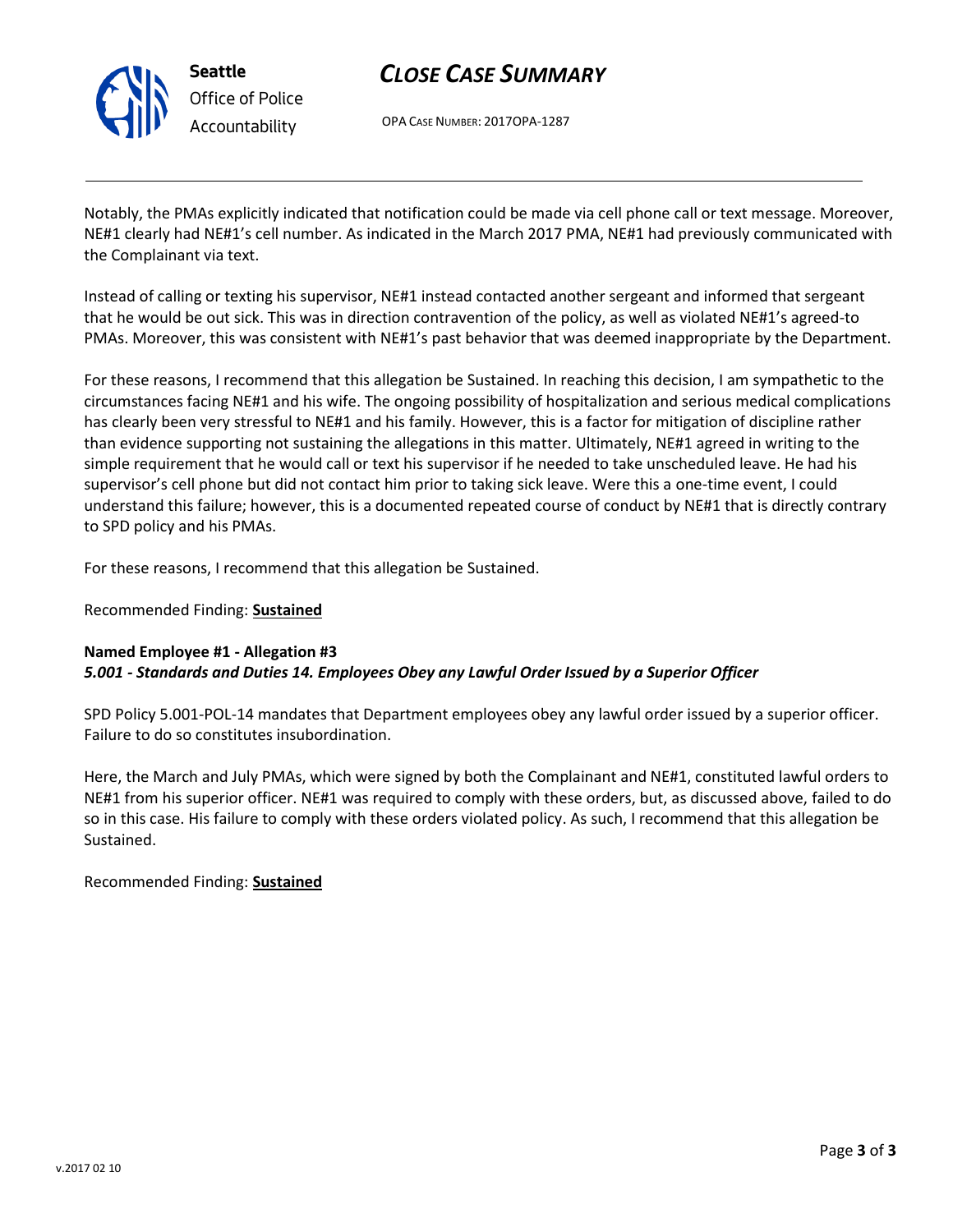Notably, the PMAs explicitly indicated that notification could be made via cell phone call or text message. Moreover, NE#1 clearly had NE#1's cell number. As indicated in the March 2017 PMA, NE#1 had previously communicated with the Complainant via text.

Instead of calling or texting his supervisor, NE#1 instead contacted another sergeant and informed that sergeant that he would be out sick. This was in direction contravention of the policy, as well as violated NE#1's agreed-to PMAs. Moreover, this was consistent with NE#1's past behavior that was deemed inappropriate by the Department.

For these reasons, I recommend that this allegation be Sustained. In reaching this decision, I am sympathetic to the circumstances facing NE#1 and his wife. The ongoing possibility of hospitalization and serious medical complications has clearly been very stressful to NE#1 and his family. However, this is a factor for mitigation of discipline rather than evidence supporting not sustaining the allegations in this matter. Ultimately, NE#1 agreed in writing to the simple requirement that he would call or text his supervisor if he needed to take unscheduled leave. He had his supervisor's cell phone but did not contact him prior to taking sick leave. Were this a one-time event, I could understand this failure; however, this is a documented repeated course of conduct by NE#1 that is directly contrary to SPD policy and his PMAs.

For these reasons, I recommend that this allegation be Sustained.

Recommended Finding: **Sustained**

**Named Employee #1 - Allegation #3**
***5.001 - Standards and Duties 14. Employees Obey any Lawful Order Issued by a Superior Officer***

SPD Policy 5.001-POL-14 mandates that Department employees obey any lawful order issued by a superior officer. Failure to do so constitutes insubordination.

Here, the March and July PMAs, which were signed by both the Complainant and NE#1, constituted lawful orders to NE#1 from his superior officer. NE#1 was required to comply with these orders, but, as discussed above, failed to do so in this case. His failure to comply with these orders violated policy. As such, I recommend that this allegation be Sustained.

Recommended Finding: **Sustained**